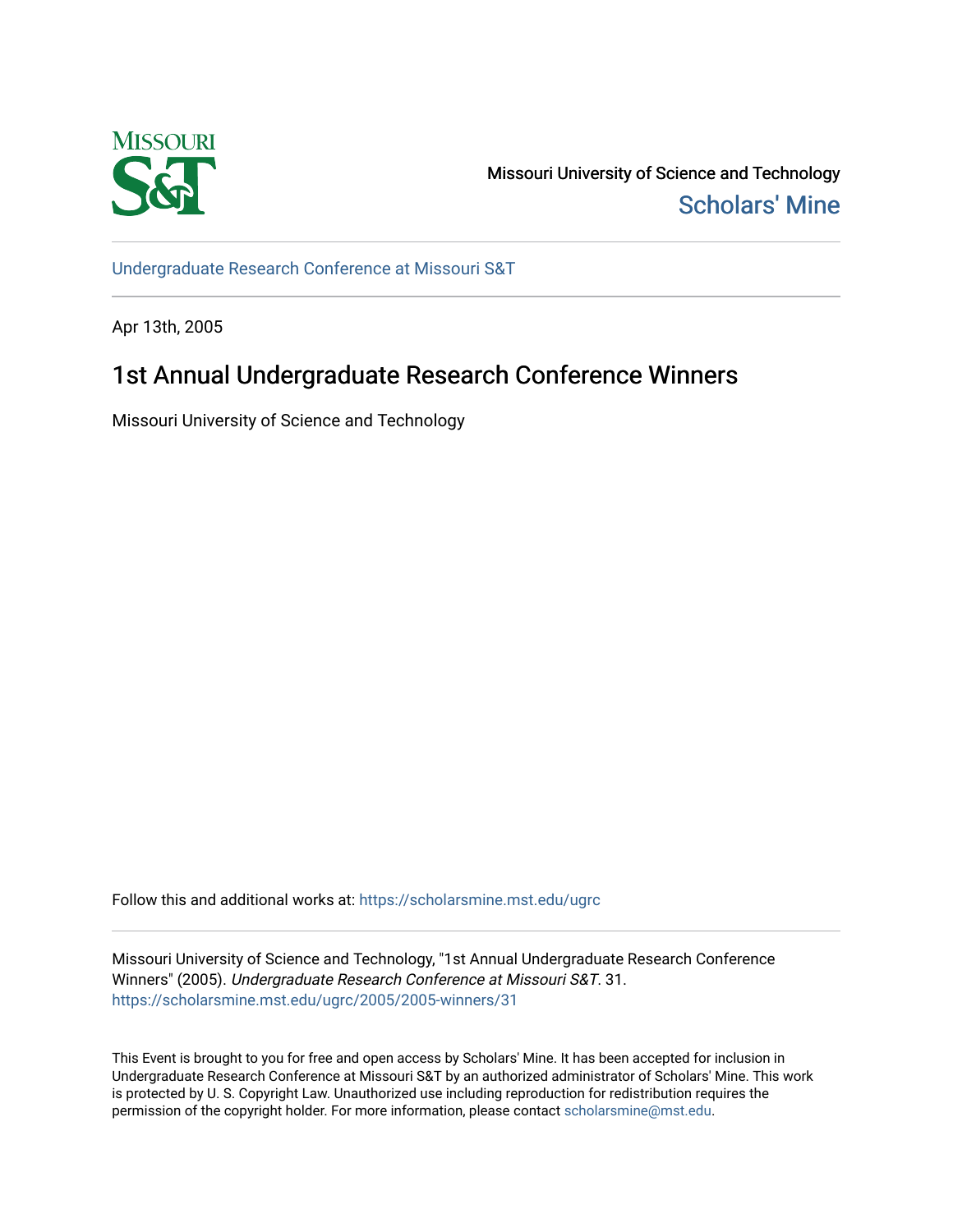Missouri University of Science and Technology
Scholars' Mine

Undergraduate Research Conference at Missouri S&T

Apr 13th, 2005

# 1st Annual Undergraduate Research Conference Winners

Missouri University of Science and Technology

Follow this and additional works at: https://scholarsmine.mst.edu/ugrc

Missouri University of Science and Technology, "1st Annual Undergraduate Research Conference Winners" (2005). *Undergraduate Research Conference at Missouri S&T*. 31.
https://scholarsmine.mst.edu/ugrc/2005/2005-winners/31

This Event is brought to you for free and open access by Scholars' Mine. It has been accepted for inclusion in Undergraduate Research Conference at Missouri S&T by an authorized administrator of Scholars' Mine. This work is protected by U. S. Copyright Law. Unauthorized use including reproduction for redistribution requires the permission of the copyright holder. For more information, please contact scholarsmine@mst.edu.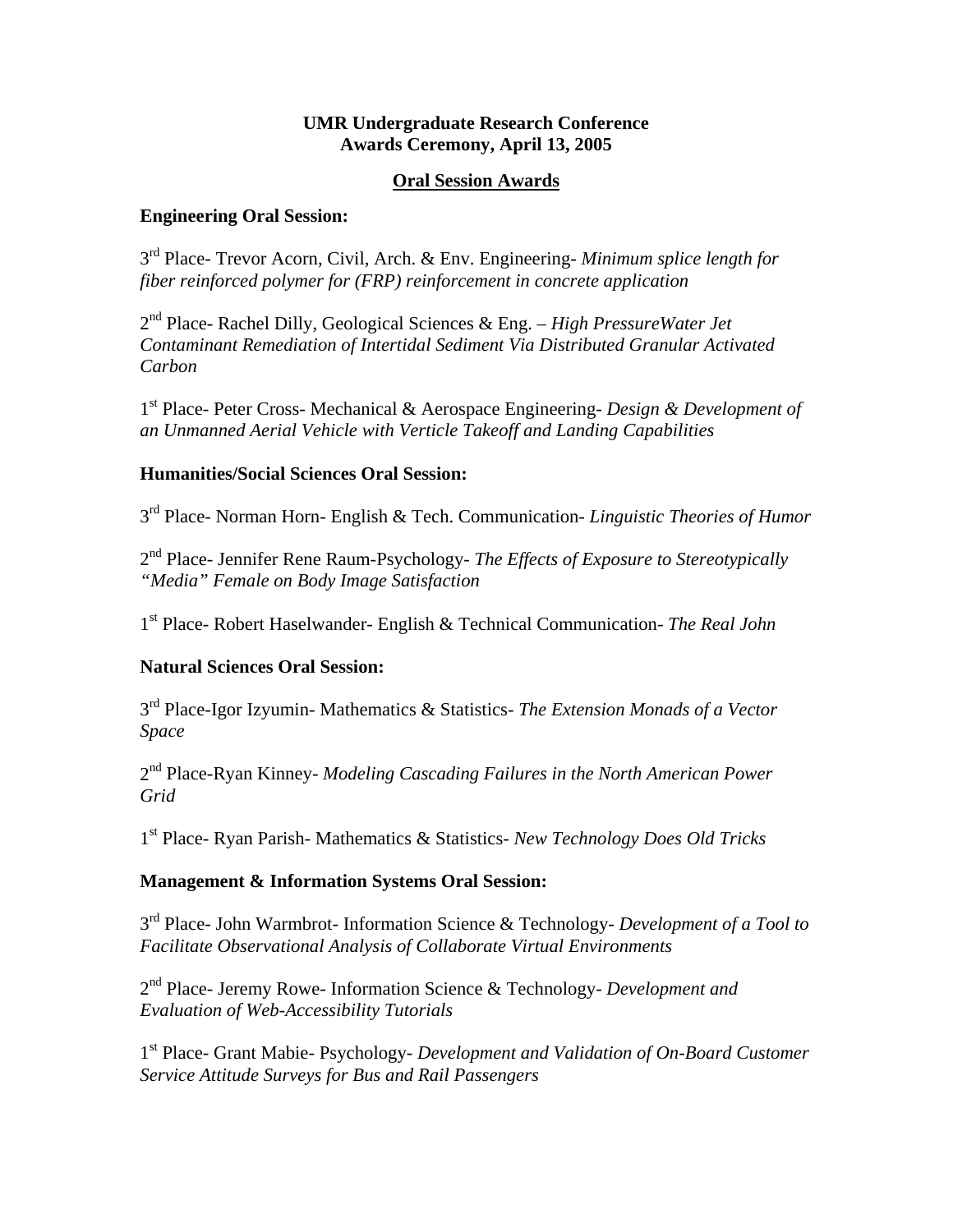**UMR Undergraduate Research Conference**
**Awards Ceremony, April 13, 2005**

## Oral Session Awards

### Engineering Oral Session:

3rd Place- Trevor Acorn, Civil, Arch. & Env. Engineering- *Minimum splice length for fiber reinforced polymer for (FRP) reinforcement in concrete application*

2nd Place- Rachel Dilly, Geological Sciences & Eng. – *High PressureWater Jet Contaminant Remediation of Intertidal Sediment Via Distributed Granular Activated Carbon*

1st Place- Peter Cross- Mechanical & Aerospace Engineering- *Design & Development of an Unmanned Aerial Vehicle with Verticle Takeoff and Landing Capabilities*

### Humanities/Social Sciences Oral Session:

3rd Place- Norman Horn- English & Tech. Communication- *Linguistic Theories of Humor*

2nd Place- Jennifer Rene Raum-Psychology- *The Effects of Exposure to Stereotypically "Media" Female on Body Image Satisfaction*

1st Place- Robert Haselwander- English & Technical Communication- *The Real John*

### Natural Sciences Oral Session:

3rd Place-Igor Izyumin- Mathematics & Statistics- *The Extension Monads of a Vector Space*

2nd Place-Ryan Kinney- *Modeling Cascading Failures in the North American Power Grid*

1st Place- Ryan Parish- Mathematics & Statistics- *New Technology Does Old Tricks*

### Management & Information Systems Oral Session:

3rd Place- John Warmbrot- Information Science & Technology- *Development of a Tool to Facilitate Observational Analysis of Collaborate Virtual Environments*

2nd Place- Jeremy Rowe- Information Science & Technology- *Development and Evaluation of Web-Accessibility Tutorials*

1st Place- Grant Mabie- Psychology- *Development and Validation of On-Board Customer Service Attitude Surveys for Bus and Rail Passengers*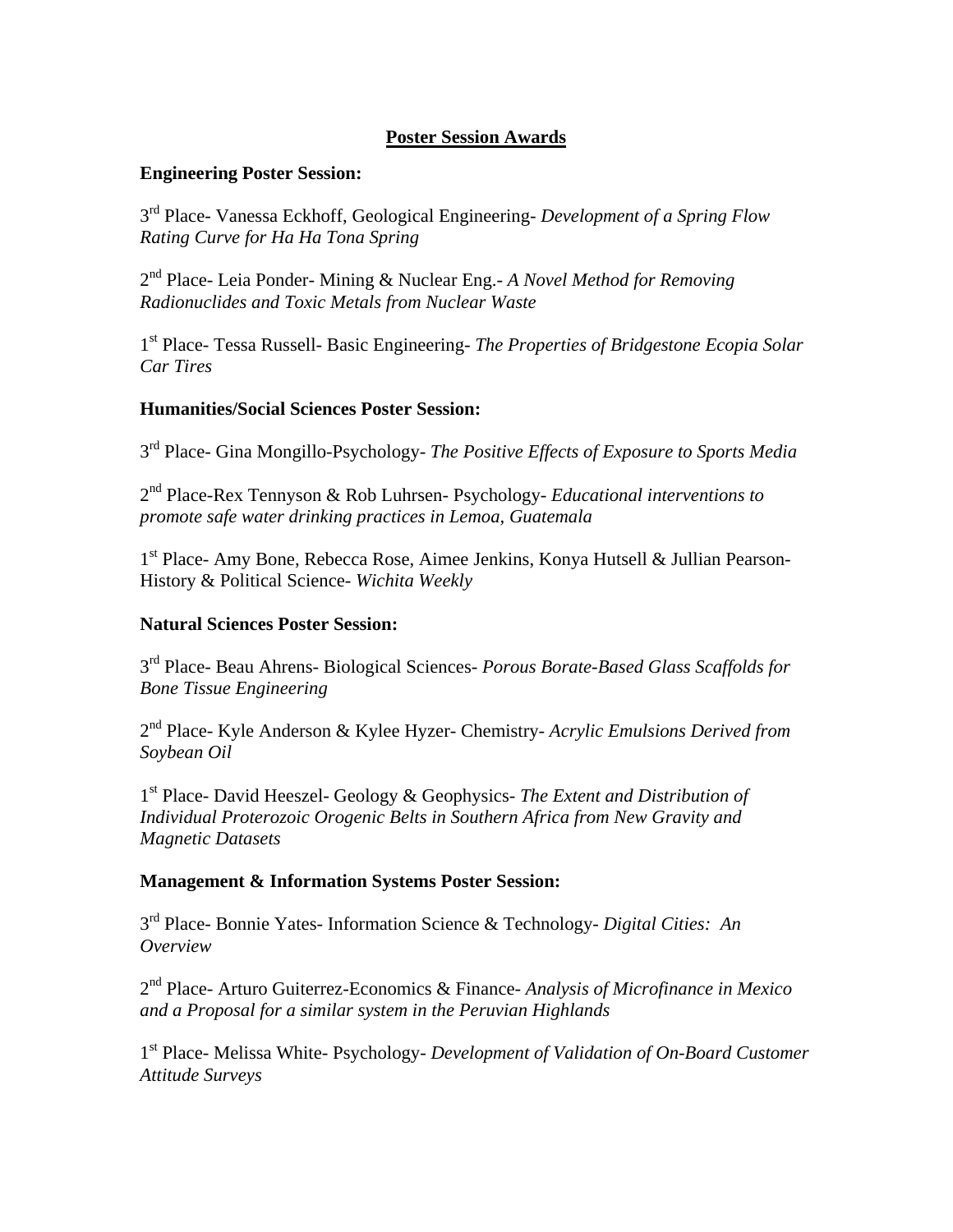## Poster Session Awards

**Engineering Poster Session:**

3rd Place- Vanessa Eckhoff, Geological Engineering- *Development of a Spring Flow Rating Curve for Ha Ha Tona Spring*

2nd Place- Leia Ponder- Mining & Nuclear Eng.- *A Novel Method for Removing Radionuclides and Toxic Metals from Nuclear Waste*

1st Place- Tessa Russell- Basic Engineering- *The Properties of Bridgestone Ecopia Solar Car Tires*

**Humanities/Social Sciences Poster Session:**

3rd Place- Gina Mongillo-Psychology- *The Positive Effects of Exposure to Sports Media*

2nd Place-Rex Tennyson & Rob Luhrsen- Psychology- *Educational interventions to promote safe water drinking practices in Lemoa, Guatemala*

1st Place- Amy Bone, Rebecca Rose, Aimee Jenkins, Konya Hutsell & Jullian Pearson- History & Political Science- *Wichita Weekly*

**Natural Sciences Poster Session:**

3rd Place- Beau Ahrens- Biological Sciences- *Porous Borate-Based Glass Scaffolds for Bone Tissue Engineering*

2nd Place- Kyle Anderson & Kylee Hyzer- Chemistry- *Acrylic Emulsions Derived from Soybean Oil*

1st Place- David Heeszel- Geology & Geophysics- *The Extent and Distribution of Individual Proterozoic Orogenic Belts in Southern Africa from New Gravity and Magnetic Datasets*

**Management & Information Systems Poster Session:**

3rd Place- Bonnie Yates- Information Science & Technology- *Digital Cities: An Overview*

2nd Place- Arturo Guiterrez-Economics & Finance- *Analysis of Microfinance in Mexico and a Proposal for a similar system in the Peruvian Highlands*

1st Place- Melissa White- Psychology- *Development of Validation of On-Board Customer Attitude Surveys*